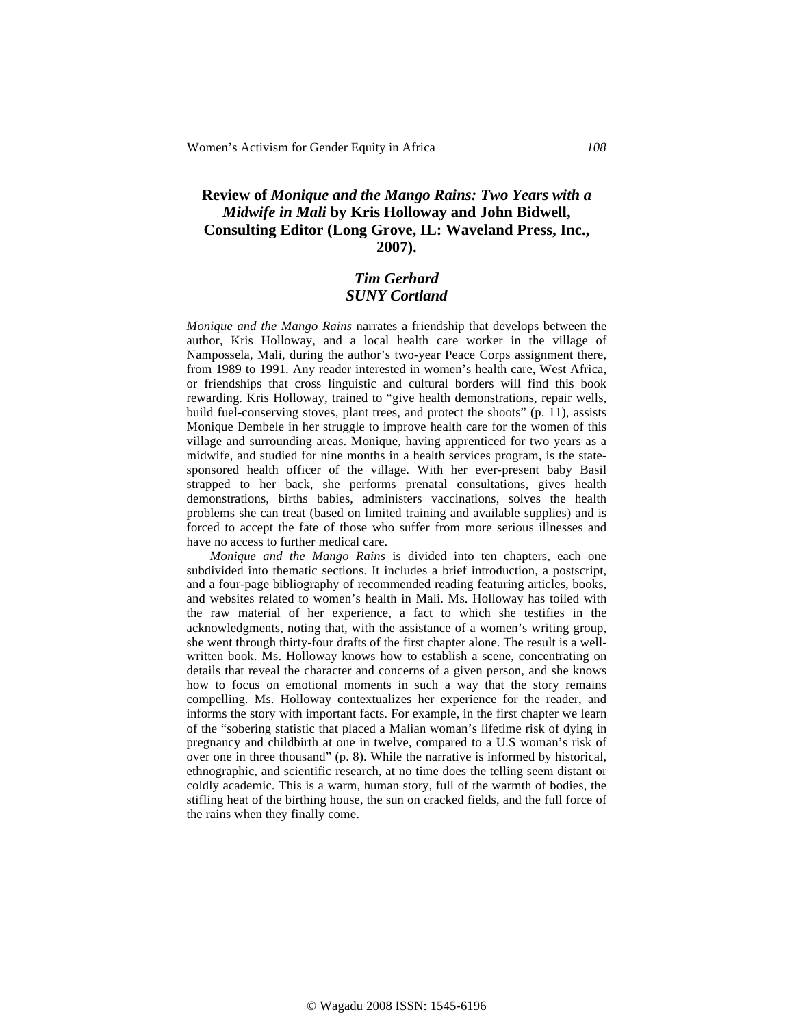# Review of *Monique and the Mango Rains: Two Years with a Midwife in Mali* by Kris Holloway and John Bidwell, Consulting Editor (Long Grove, IL: Waveland Press, Inc., 2007).

***Tim Gerhard***
***SUNY Cortland***

*Monique and the Mango Rains* narrates a friendship that develops between the author, Kris Holloway, and a local health care worker in the village of Nampossela, Mali, during the author's two-year Peace Corps assignment there, from 1989 to 1991. Any reader interested in women's health care, West Africa, or friendships that cross linguistic and cultural borders will find this book rewarding. Kris Holloway, trained to "give health demonstrations, repair wells, build fuel-conserving stoves, plant trees, and protect the shoots" (p. 11), assists Monique Dembele in her struggle to improve health care for the women of this village and surrounding areas. Monique, having apprenticed for two years as a midwife, and studied for nine months in a health services program, is the state-sponsored health officer of the village. With her ever-present baby Basil strapped to her back, she performs prenatal consultations, gives health demonstrations, births babies, administers vaccinations, solves the health problems she can treat (based on limited training and available supplies) and is forced to accept the fate of those who suffer from more serious illnesses and have no access to further medical care.

*Monique and the Mango Rains* is divided into ten chapters, each one subdivided into thematic sections. It includes a brief introduction, a postscript, and a four-page bibliography of recommended reading featuring articles, books, and websites related to women's health in Mali. Ms. Holloway has toiled with the raw material of her experience, a fact to which she testifies in the acknowledgments, noting that, with the assistance of a women's writing group, she went through thirty-four drafts of the first chapter alone. The result is a well-written book. Ms. Holloway knows how to establish a scene, concentrating on details that reveal the character and concerns of a given person, and she knows how to focus on emotional moments in such a way that the story remains compelling. Ms. Holloway contextualizes her experience for the reader, and informs the story with important facts. For example, in the first chapter we learn of the "sobering statistic that placed a Malian woman's lifetime risk of dying in pregnancy and childbirth at one in twelve, compared to a U.S woman's risk of over one in three thousand" (p. 8). While the narrative is informed by historical, ethnographic, and scientific research, at no time does the telling seem distant or coldly academic. This is a warm, human story, full of the warmth of bodies, the stifling heat of the birthing house, the sun on cracked fields, and the full force of the rains when they finally come.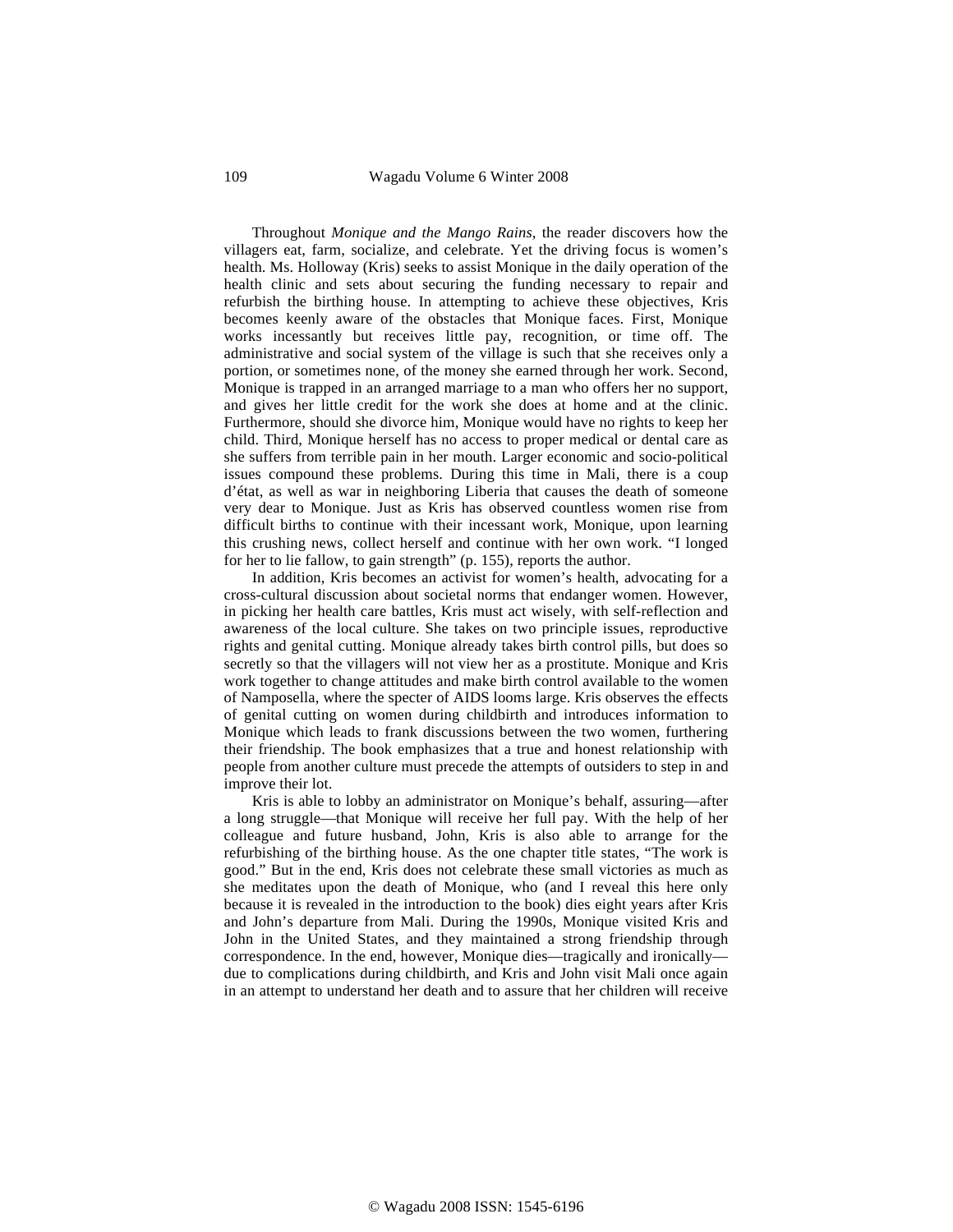Throughout *Monique and the Mango Rains*, the reader discovers how the villagers eat, farm, socialize, and celebrate. Yet the driving focus is women's health. Ms. Holloway (Kris) seeks to assist Monique in the daily operation of the health clinic and sets about securing the funding necessary to repair and refurbish the birthing house. In attempting to achieve these objectives, Kris becomes keenly aware of the obstacles that Monique faces. First, Monique works incessantly but receives little pay, recognition, or time off. The administrative and social system of the village is such that she receives only a portion, or sometimes none, of the money she earned through her work. Second, Monique is trapped in an arranged marriage to a man who offers her no support, and gives her little credit for the work she does at home and at the clinic. Furthermore, should she divorce him, Monique would have no rights to keep her child. Third, Monique herself has no access to proper medical or dental care as she suffers from terrible pain in her mouth. Larger economic and socio-political issues compound these problems. During this time in Mali, there is a coup d'état, as well as war in neighboring Liberia that causes the death of someone very dear to Monique. Just as Kris has observed countless women rise from difficult births to continue with their incessant work, Monique, upon learning this crushing news, collect herself and continue with her own work. "I longed for her to lie fallow, to gain strength" (p. 155), reports the author.

In addition, Kris becomes an activist for women's health, advocating for a cross-cultural discussion about societal norms that endanger women. However, in picking her health care battles, Kris must act wisely, with self-reflection and awareness of the local culture. She takes on two principle issues, reproductive rights and genital cutting. Monique already takes birth control pills, but does so secretly so that the villagers will not view her as a prostitute. Monique and Kris work together to change attitudes and make birth control available to the women of Namposella, where the specter of AIDS looms large. Kris observes the effects of genital cutting on women during childbirth and introduces information to Monique which leads to frank discussions between the two women, furthering their friendship. The book emphasizes that a true and honest relationship with people from another culture must precede the attempts of outsiders to step in and improve their lot.

Kris is able to lobby an administrator on Monique's behalf, assuring—after a long struggle—that Monique will receive her full pay. With the help of her colleague and future husband, John, Kris is also able to arrange for the refurbishing of the birthing house. As the one chapter title states, "The work is good." But in the end, Kris does not celebrate these small victories as much as she meditates upon the death of Monique, who (and I reveal this here only because it is revealed in the introduction to the book) dies eight years after Kris and John's departure from Mali. During the 1990s, Monique visited Kris and John in the United States, and they maintained a strong friendship through correspondence. In the end, however, Monique dies—tragically and ironically—due to complications during childbirth, and Kris and John visit Mali once again in an attempt to understand her death and to assure that her children will receive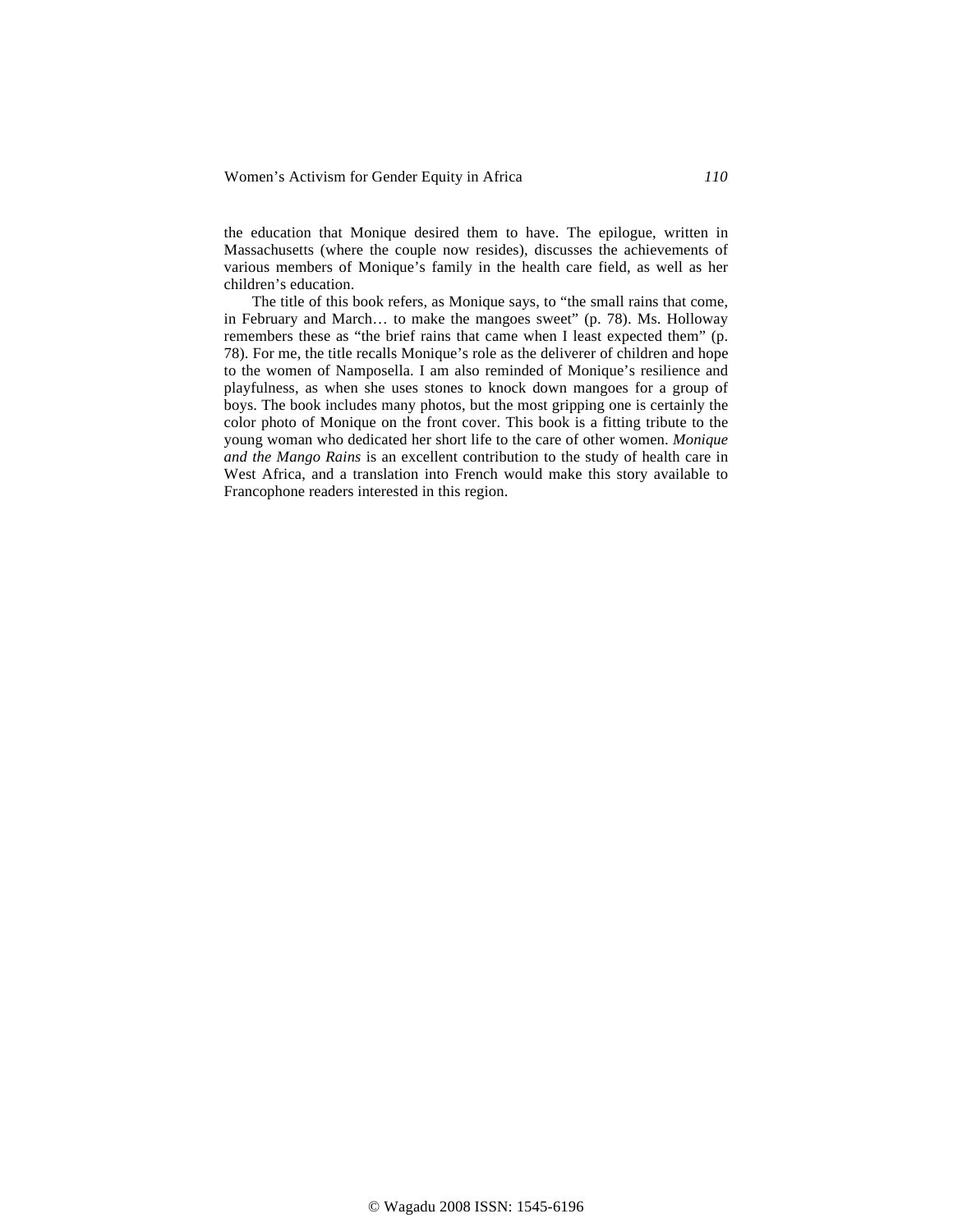the education that Monique desired them to have. The epilogue, written in Massachusetts (where the couple now resides), discusses the achievements of various members of Monique's family in the health care field, as well as her children's education.

The title of this book refers, as Monique says, to "the small rains that come, in February and March… to make the mangoes sweet" (p. 78). Ms. Holloway remembers these as "the brief rains that came when I least expected them" (p. 78). For me, the title recalls Monique's role as the deliverer of children and hope to the women of Namposella. I am also reminded of Monique's resilience and playfulness, as when she uses stones to knock down mangoes for a group of boys. The book includes many photos, but the most gripping one is certainly the color photo of Monique on the front cover. This book is a fitting tribute to the young woman who dedicated her short life to the care of other women. *Monique and the Mango Rains* is an excellent contribution to the study of health care in West Africa, and a translation into French would make this story available to Francophone readers interested in this region.